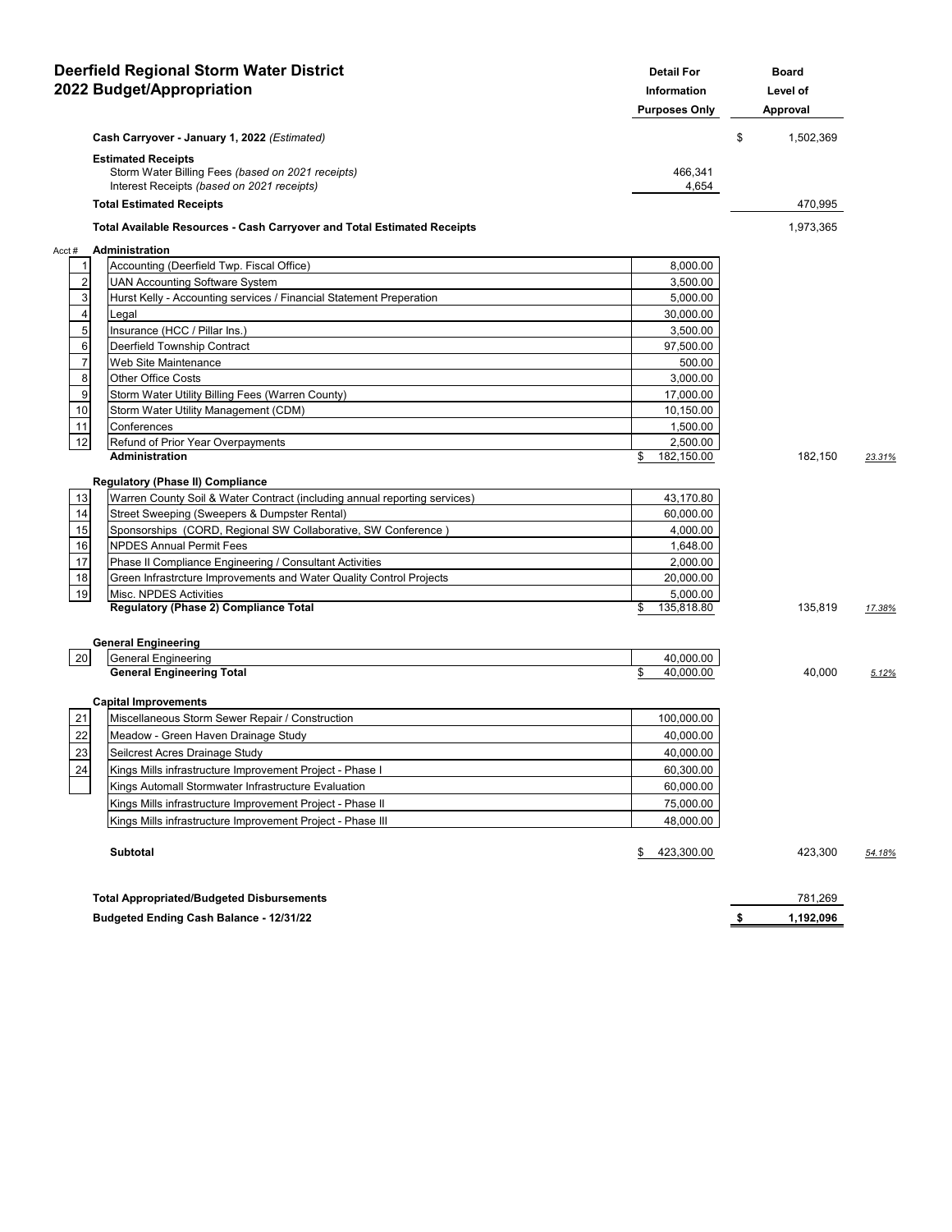# Deerfield Regional Storm Water District
## 2022 Budget/Appropriation

| Acct # | Description | Detail For Information Purposes Only | Board Level of Approval | |
|---|---|---|---|---|
| | **Cash Carryover - January 1, 2022** *(Estimated)* | | $ 1,502,369 | |
| | **Estimated Receipts** | | | |
| | Storm Water Billing Fees *(based on 2021 receipts)* | 466,341 | | |
| | Interest Receipts *(based on 2021 receipts)* | 4,654 | | |
| | **Total Estimated Receipts** | | 470,995 | |
| | **Total Available Resources - Cash Carryover and Total Estimated Receipts** | | 1,973,365 | |
| | **Administration** | | | |
| 1 | Accounting (Deerfield Twp. Fiscal Office) | 8,000.00 | | |
| 2 | UAN Accounting Software System | 3,500.00 | | |
| 3 | Hurst Kelly - Accounting services / Financial Statement Preperation | 5,000.00 | | |
| 4 | Legal | 30,000.00 | | |
| 5 | Insurance (HCC / Pillar Ins.) | 3,500.00 | | |
| 6 | Deerfield Township Contract | 97,500.00 | | |
| 7 | Web Site Maintenance | 500.00 | | |
| 8 | Other Office Costs | 3,000.00 | | |
| 9 | Storm Water Utility Billing Fees (Warren County) | 17,000.00 | | |
| 10 | Storm Water Utility Management (CDM) | 10,150.00 | | |
| 11 | Conferences | 1,500.00 | | |
| 12 | Refund of Prior Year Overpayments | 2,500.00 | | |
| | **Administration** | $ 182,150.00 | 182,150 | *23.31%* |
| | **Regulatory (Phase II) Compliance** | | | |
| 13 | Warren County Soil & Water Contract (including annual reporting services) | 43,170.80 | | |
| 14 | Street Sweeping (Sweepers & Dumpster Rental) | 60,000.00 | | |
| 15 | Sponsorships (CORD, Regional SW Collaborative, SW Conference ) | 4,000.00 | | |
| 16 | NPDES Annual Permit Fees | 1,648.00 | | |
| 17 | Phase II Compliance Engineering / Consultant Activities | 2,000.00 | | |
| 18 | Green Infrastrcture Improvements and Water Quality Control Projects | 20,000.00 | | |
| 19 | Misc. NPDES Activities | 5,000.00 | | |
| | **Regulatory (Phase 2) Compliance Total** | $ 135,818.80 | 135,819 | *17.38%* |
| | **General Engineering** | | | |
| 20 | General Engineering | 40,000.00 | | |
| | **General Engineering Total** | $ 40,000.00 | 40,000 | *5.12%* |
| | **Capital Improvements** | | | |
| 21 | Miscellaneous Storm Sewer Repair / Construction | 100,000.00 | | |
| 22 | Meadow - Green Haven Drainage Study | 40,000.00 | | |
| 23 | Seilcrest Acres Drainage Study | 40,000.00 | | |
| 24 | Kings Mills infrastructure Improvement Project - Phase I | 60,300.00 | | |
| | Kings Automall Stormwater Infrastructure Evaluation | 60,000.00 | | |
| | Kings Mills infrastructure Improvement Project - Phase II | 75,000.00 | | |
| | Kings Mills infrastructure Improvement Project - Phase III | 48,000.00 | | |
| | **Subtotal** | $ 423,300.00 | 423,300 | *54.18%* |
| | **Total Appropriated/Budgeted Disbursements** | | 781,269 | |
| | **Budgeted Ending Cash Balance - 12/31/22** | | **$ 1,192,096** | |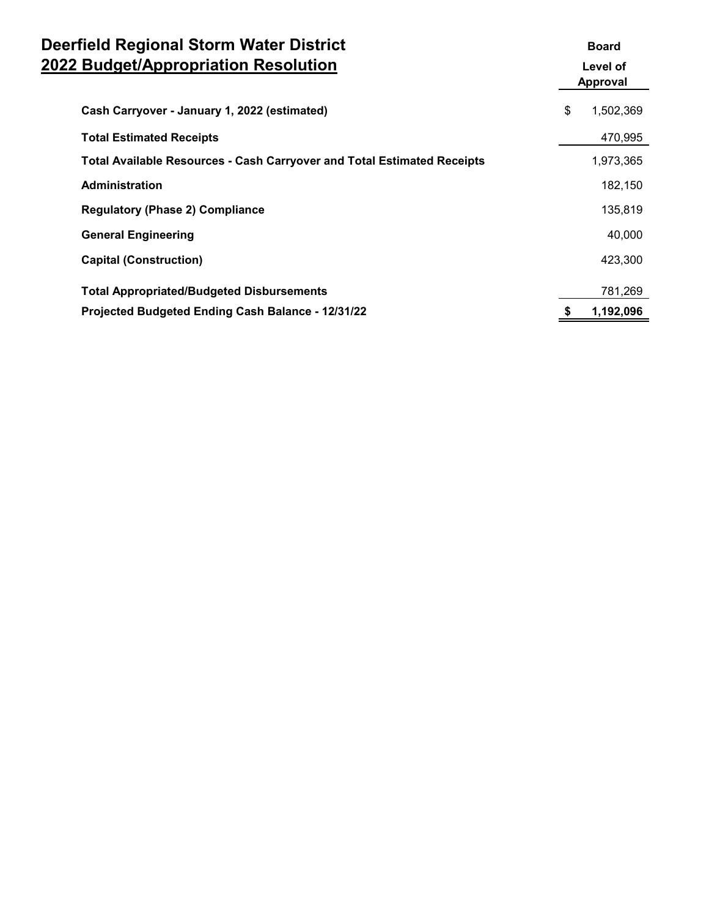# Deerfield Regional Storm Water District

## 2022 Budget/Appropriation Resolution

| | Board Level of Approval |
|---|---|
| **Cash Carryover - January 1, 2022 (estimated)** | $ 1,502,369 |
| **Total Estimated Receipts** | 470,995 |
| **Total Available Resources - Cash Carryover and Total Estimated Receipts** | 1,973,365 |
| **Administration** | 182,150 |
| **Regulatory (Phase 2) Compliance** | 135,819 |
| **General Engineering** | 40,000 |
| **Capital (Construction)** | 423,300 |
| **Total Appropriated/Budgeted Disbursements** | 781,269 |
| **Projected Budgeted Ending Cash Balance - 12/31/22** | **$ 1,192,096** |